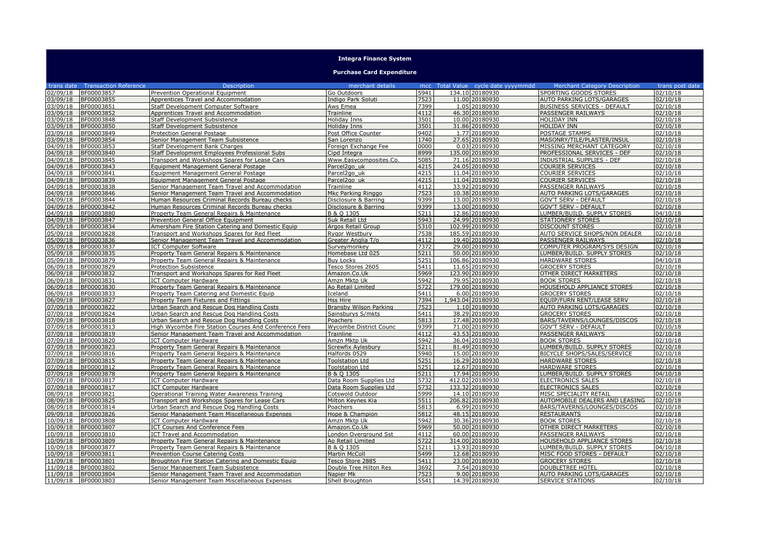# Integra Finance System

## Purchase Card Expenditure

| trans date | Transaction Reference | Description | merchant details | mcc | Total Value | cycle date yyyymmdd | Merchant Category Description | trans post date |
|---|---|---|---|---|---|---|---|---|
| 02/09/18 | BF00003857 | Prevention Operational Equipment | Go Outdoors | 5941 | 134.10 | 20180930 | SPORTING GOODS STORES | 02/10/18 |
| 03/09/18 | BF00003855 | Apprentices Travel and Accommodation | Indigo Park Soluti | 7523 | 11.00 | 20180930 | AUTO PARKING LOTS/GARAGES | 02/10/18 |
| 03/09/18 | BF00003851 | Staff Development Computer Software | Aws Emea | 7399 | 1.05 | 20180930 | BUSINESS SERVICES - DEFAULT | 02/10/18 |
| 03/09/18 | BF00003852 | Apprentices Travel and Accommodation | Trainline | 4112 | 46.30 | 20180930 | PASSENGER RAILWAYS | 02/10/18 |
| 03/09/18 | BF00003848 | Staff Development Subsistence | Holiday Inns | 3501 | 10.00 | 20180930 | HOLIDAY INN | 02/10/18 |
| 03/09/18 | BF00003850 | Staff Development Subsistence | Holiday Inns | 3501 | 31.86 | 20180930 | HOLIDAY INN | 02/10/18 |
| 03/09/18 | BF00003849 | Protection General Postage | Post Office Counter | 9402 | 1.77 | 20180930 | POSTAGE STAMPS | 02/10/18 |
| 03/09/18 | BF00003854 | Senior Management Team Subsistence | San Lorenzo | 1740 | 27.65 | 20180930 | MASONRY/TILE/PLASTER/INSUL | 02/10/18 |
| 04/09/18 | BF00003853 | Staff Development Bank Charges | Foreign Exchange Fee | 0000 | 0.03 | 20180930 | MISSING MERCHANT CATEGORY | 02/10/18 |
| 04/09/18 | BF00003840 | Staff Development Employees Professional Subs | Cipd Integra | 8999 | 135.00 | 20180930 | PROFESSIONAL SERVICES - DEF | 02/10/18 |
| 04/09/18 | BF00003845 | Transport and Workshops Spares for Lease Cars | Www.Easycomposites.Co. | 5085 | 71.16 | 20180930 | INDUSTRIAL SUPPLIES - DEF | 02/10/18 |
| 04/09/18 | BF00003843 | Equipment Management General Postage | Parcel2go_uk | 4215 | 24.05 | 20180930 | COURIER SERVICES | 02/10/18 |
| 04/09/18 | BF00003841 | Equipment Management General Postage | Parcel2go_uk | 4215 | 11.04 | 20180930 | COURIER SERVICES | 02/10/18 |
| 04/09/18 | BF00003839 | Equipment Management General Postage | Parcel2go_uk | 4215 | 11.04 | 20180930 | COURIER SERVICES | 02/10/18 |
| 04/09/18 | BF00003838 | Senior Management Team Travel and Accommodation | Trainline | 4112 | 33.92 | 20180930 | PASSENGER RAILWAYS | 02/10/18 |
| 04/09/18 | BF00003846 | Senior Management Team Travel and Accommodation | Mkc Parking Ringgo | 7523 | 10.38 | 20180930 | AUTO PARKING LOTS/GARAGES | 02/10/18 |
| 04/09/18 | BF00003844 | Human Resources Criminal Records Bureau checks | Disclosure & Barring | 9399 | 13.00 | 20180930 | GOV'T SERV - DEFAULT | 02/10/18 |
| 04/09/18 | BF00003842 | Human Resources Criminal Records Bureau checks | Disclosure & Barring | 9399 | 13.00 | 20180930 | GOV'T SERV - DEFAULT | 02/10/18 |
| 04/09/18 | BF00003880 | Property Team General Repairs & Maintenance | B & Q 1305 | 5211 | 12.86 | 20180930 | LUMBER/BUILD. SUPPLY STORES | 04/10/18 |
| 04/09/18 | BF00003847 | Prevention General Office Equipment | Suk Retail Ltd | 5943 | 24.99 | 20180930 | STATIONERY STORES | 02/10/18 |
| 05/09/18 | BF00003834 | Amersham Fire Station Catering and Domestic Equip | Argos Retail Group | 5310 | 102.99 | 20180930 | DISCOUNT STORES | 02/10/18 |
| 05/09/18 | BF00003828 | Transport and Workshops Spares for Red Fleet | Rygor Westbury | 7538 | 185.59 | 20180930 | AUTO SERVICE SHOPS/NON DEALER | 02/10/18 |
| 05/09/18 | BF00003836 | Senior Management Team Travel and Accommodation | Greater Anglia T/o | 4112 | 19.40 | 20180930 | PASSENGER RAILWAYS | 02/10/18 |
| 05/09/18 | BF00003837 | ICT Computer Software | Surveymonkey | 7372 | 29.00 | 20180930 | COMPUTER PROGRAM/SYS DESIGN | 02/10/18 |
| 05/09/18 | BF00003835 | Property Team General Repairs & Maintenance | Homebase Ltd 025 | 5211 | 50.00 | 20180930 | LUMBER/BUILD. SUPPLY STORES | 02/10/18 |
| 05/09/18 | BF00003879 | Property Team General Repairs & Maintenance | Buy Locks | 5251 | 106.86 | 20180930 | HARDWARE STORES | 04/10/18 |
| 06/09/18 | BF00003829 | Protection Subsistence | Tesco Stores 2605 | 5411 | 11.65 | 20180930 | GROCERY STORES | 02/10/18 |
| 06/09/18 | BF00003832 | Transport and Workshops Spares for Red Fleet | Amazon.Co.Uk | 5969 | 123.90 | 20180930 | OTHER DIRECT MARKETERS | 02/10/18 |
| 06/09/18 | BF00003831 | ICT Computer Hardware | Amzn Mktp Uk | 5942 | 79.95 | 20180930 | BOOK STORES | 02/10/18 |
| 06/09/18 | BF00003830 | Property Team General Repairs & Maintenance | Ao Retail Limited | 5722 | 179.00 | 20180930 | HOUSEHOLD APPLIANCE STORES | 02/10/18 |
| 06/09/18 | BF00003833 | Property Team Catering and Domestic Equip | Iceland | 5411 | 6.00 | 20180930 | GROCERY STORES | 02/10/18 |
| 06/09/18 | BF00003827 | Property Team Fixtures and Fittings | Hss Hire | 7394 | 1,943.04 | 20180930 | EQUIP/FURN RENT/LEASE SERV | 02/10/18 |
| 07/09/18 | BF00003822 | Urban Search and Rescue Dog Handling Costs | Bransby Wilson Parking | 7523 | 1.10 | 20180930 | AUTO PARKING LOTS/GARAGES | 02/10/18 |
| 07/09/18 | BF00003824 | Urban Search and Rescue Dog Handling Costs | Sainsburys S/mkts | 5411 | 38.29 | 20180930 | GROCERY STORES | 02/10/18 |
| 07/09/18 | BF00003818 | Urban Search and Rescue Dog Handling Costs | Poachers | 5813 | 17.48 | 20180930 | BARS/TAVERNS/LOUNGES/DISCOS | 02/10/18 |
| 07/09/18 | BF00003813 | High Wycombe Fire Station Courses And Conference Fees | Wycombe District Counc | 9399 | 71.00 | 20180930 | GOV'T SERV - DEFAULT | 02/10/18 |
| 07/09/18 | BF00003819 | Senior Management Team Travel and Accommodation | Trainline | 4112 | 43.53 | 20180930 | PASSENGER RAILWAYS | 02/10/18 |
| 07/09/18 | BF00003820 | ICT Computer Hardware | Amzn Mktp Uk | 5942 | 36.04 | 20180930 | BOOK STORES | 02/10/18 |
| 07/09/18 | BF00003823 | Property Team General Repairs & Maintenance | Screwfix Aylesbury | 5211 | 81.49 | 20180930 | LUMBER/BUILD. SUPPLY STORES | 02/10/18 |
| 07/09/18 | BF00003816 | Property Team General Repairs & Maintenance | Halfords 0529 | 5940 | 15.00 | 20180930 | BICYCLE SHOPS/SALES/SERVICE | 02/10/18 |
| 07/09/18 | BF00003815 | Property Team General Repairs & Maintenance | Toolstation Ltd | 5251 | 16.29 | 20180930 | HARDWARE STORES | 02/10/18 |
| 07/09/18 | BF00003812 | Property Team General Repairs & Maintenance | Toolstation Ltd | 5251 | 12.67 | 20180930 | HARDWARE STORES | 02/10/18 |
| 07/09/18 | BF00003878 | Property Team General Repairs & Maintenance | B & Q 1305 | 5211 | 17.94 | 20180930 | LUMBER/BUILD. SUPPLY STORES | 04/10/18 |
| 07/09/18 | BF00003817 | ICT Computer Hardware | Data Room Supplies Ltd | 5732 | 412.02 | 20180930 | ELECTRONICS SALES | 02/10/18 |
| 07/09/18 | BF00003817 | ICT Computer Hardware | Data Room Supplies Ltd | 5732 | 133.32 | 20180930 | ELECTRONICS SALES | 02/10/18 |
| 08/09/18 | BF00003821 | Operational Training Water Awareness Training | Cotswold Outdoor | 5999 | 14.10 | 20180930 | MISC SPECIALITY RETAIL | 02/10/18 |
| 08/09/18 | BF00003825 | Transport and Workshops Spares for Lease Cars | Milton Keynes Kia | 5511 | 206.82 | 20180930 | AUTOMOBILE DEALERS AND LEASING | 02/10/18 |
| 08/09/18 | BF00003814 | Urban Search and Rescue Dog Handling Costs | Poachers | 5813 | 6.99 | 20180930 | BARS/TAVERNS/LOUNGES/DISCOS | 02/10/18 |
| 09/09/18 | BF00003826 | Senior Management Team Miscellaneous Expenses | Hope & Champion | 5812 | 48.15 | 20180930 | RESTAURANTS | 02/10/18 |
| 10/09/18 | BF00003808 | ICT Computer Hardware | Amzn Mktp Uk | 5942 | 30.36 | 20180930 | BOOK STORES | 02/10/18 |
| 10/09/18 | BF00003807 | ICT Courses And Conference Fees | Amazon.Co.Uk | 5969 | 50.00 | 20180930 | OTHER DIRECT MARKETERS | 02/10/18 |
| 10/09/18 | BF00003810 | ICT Travel and Accommodation | London Overground Sst | 4112 | 60.00 | 20180930 | PASSENGER RAILWAYS | 02/10/18 |
| 10/09/18 | BF00003809 | Property Team General Repairs & Maintenance | Ao Retail Limited | 5722 | 314.00 | 20180930 | HOUSEHOLD APPLIANCE STORES | 02/10/18 |
| 10/09/18 | BF00003877 | Property Team General Repairs & Maintenance | B & Q 1305 | 5211 | 13.93 | 20180930 | LUMBER/BUILD. SUPPLY STORES | 04/10/18 |
| 10/09/18 | BF00003811 | Prevention Course Catering Costs | Martin McColl | 5499 | 12.68 | 20180930 | MISC FOOD STORES - DEFAULT | 02/10/18 |
| 11/09/18 | BF00003801 | Broughton Fire Station Catering and Domestic Equip | Tesco Store 2885 | 5411 | 23.00 | 20180930 | GROCERY STORES | 02/10/18 |
| 11/09/18 | BF00003802 | Senior Management Team Subsistence | Double Tree Hilton Res | 3692 | 7.54 | 20180930 | DOUBLETREE HOTEL | 02/10/18 |
| 11/09/18 | BF00003804 | Senior Management Team Travel and Accommodation | Napier Mk | 7523 | 9.00 | 20180930 | AUTO PARKING LOTS/GARAGES | 02/10/18 |
| 11/09/18 | BF00003803 | Senior Management Team Miscellaneous Expenses | Shell Broughton | 5541 | 14.39 | 20180930 | SERVICE STATIONS | 02/10/18 |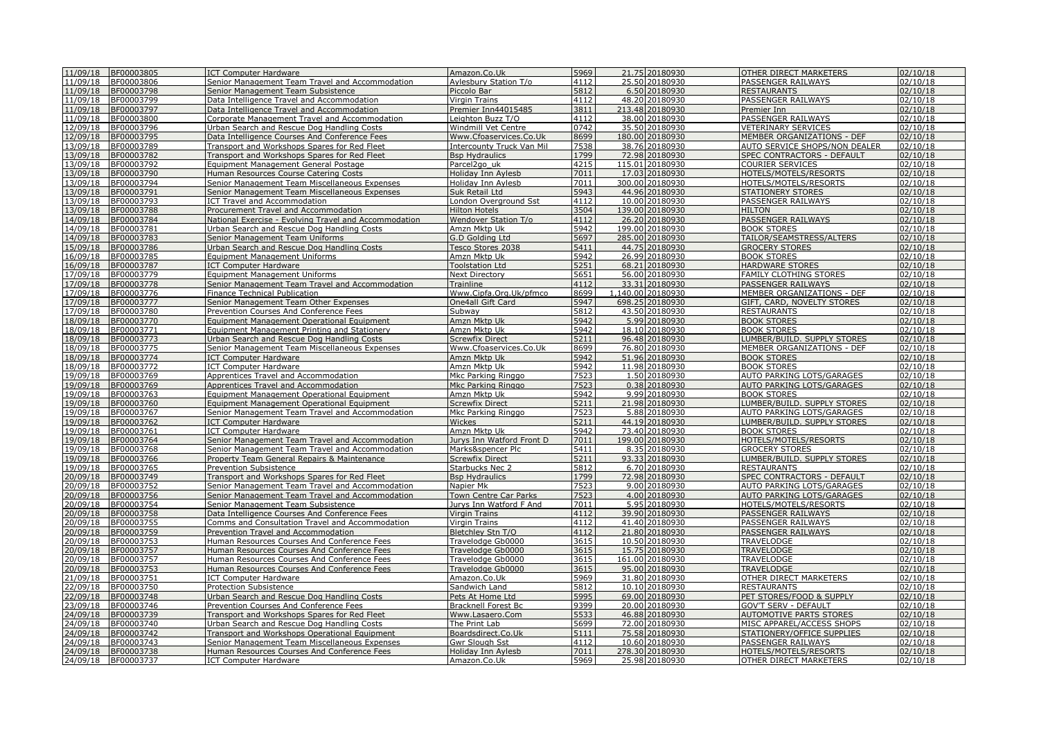| | | | | | | | | |
|---|---|---|---|---|---|---|---|---|
| 11/09/18 | BF00003805 | ICT Computer Hardware | Amazon.Co.Uk | 5969 | 21.75 | 20180930 | OTHER DIRECT MARKETERS | 02/10/18 |
| 11/09/18 | BF00003806 | Senior Management Team Travel and Accommodation | Aylesbury Station T/o | 4112 | 25.50 | 20180930 | PASSENGER RAILWAYS | 02/10/18 |
| 11/09/18 | BF00003798 | Senior Management Team Subsistence | Piccolo Bar | 5812 | 6.50 | 20180930 | RESTAURANTS | 02/10/18 |
| 11/09/18 | BF00003799 | Data Intelligence Travel and Accommodation | Virgin Trains | 4112 | 48.20 | 20180930 | PASSENGER RAILWAYS | 02/10/18 |
| 11/09/18 | BF00003797 | Data Intelligence Travel and Accommodation | Premier Inn44015485 | 3811 | 213.48 | 20180930 | Premier Inn | 02/10/18 |
| 11/09/18 | BF00003800 | Corporate Management Travel and Accommodation | Leighton Buzz T/O | 4112 | 38.00 | 20180930 | PASSENGER RAILWAYS | 02/10/18 |
| 12/09/18 | BF00003796 | Urban Search and Rescue Dog Handling Costs | Windmill Vet Centre | 0742 | 35.50 | 20180930 | VETERINARY SERVICES | 02/10/18 |
| 12/09/18 | BF00003795 | Data Intelligence Courses And Conference Fees | Www.Cfoaservices.Co.Uk | 8699 | 180.00 | 20180930 | MEMBER ORGANIZATIONS - DEF | 02/10/18 |
| 13/09/18 | BF00003789 | Transport and Workshops Spares for Red Fleet | Intercounty Truck Van Mil | 7538 | 38.76 | 20180930 | AUTO SERVICE SHOPS/NON DEALER | 02/10/18 |
| 13/09/18 | BF00003782 | Transport and Workshops Spares for Red Fleet | Bsp Hydraulics | 1799 | 72.98 | 20180930 | SPEC CONTRACTORS - DEFAULT | 02/10/18 |
| 13/09/18 | BF00003792 | Equipment Management General Postage | Parcel2go_uk | 4215 | 115.01 | 20180930 | COURIER SERVICES | 02/10/18 |
| 13/09/18 | BF00003790 | Human Resources Course Catering Costs | Holiday Inn Aylesb | 7011 | 17.03 | 20180930 | HOTELS/MOTELS/RESORTS | 02/10/18 |
| 13/09/18 | BF00003794 | Senior Management Team Miscellaneous Expenses | Holiday Inn Aylesb | 7011 | 300.00 | 20180930 | HOTELS/MOTELS/RESORTS | 02/10/18 |
| 13/09/18 | BF00003791 | Senior Management Team Miscellaneous Expenses | Suk Retail Ltd | 5943 | 44.96 | 20180930 | STATIONERY STORES | 02/10/18 |
| 13/09/18 | BF00003793 | ICT Travel and Accommodation | London Overground Sst | 4112 | 10.00 | 20180930 | PASSENGER RAILWAYS | 02/10/18 |
| 13/09/18 | BF00003788 | Procurement Travel and Accommodation | Hilton Hotels | 3504 | 139.00 | 20180930 | HILTON | 02/10/18 |
| 14/09/18 | BF00003784 | National Exercise - Evolving Travel and Accommodation | Wendover Station T/o | 4112 | 26.20 | 20180930 | PASSENGER RAILWAYS | 02/10/18 |
| 14/09/18 | BF00003781 | Urban Search and Rescue Dog Handling Costs | Amzn Mktp Uk | 5942 | 199.00 | 20180930 | BOOK STORES | 02/10/18 |
| 14/09/18 | BF00003783 | Senior Management Team Uniforms | G.D Golding Ltd | 5697 | 285.00 | 20180930 | TAILOR/SEAMSTRESS/ALTERS | 02/10/18 |
| 15/09/18 | BF00003786 | Urban Search and Rescue Dog Handling Costs | Tesco Stores 2038 | 5411 | 44.75 | 20180930 | GROCERY STORES | 02/10/18 |
| 16/09/18 | BF00003785 | Equipment Management Uniforms | Amzn Mktp Uk | 5942 | 26.99 | 20180930 | BOOK STORES | 02/10/18 |
| 16/09/18 | BF00003787 | ICT Computer Hardware | Toolstation Ltd | 5251 | 68.21 | 20180930 | HARDWARE STORES | 02/10/18 |
| 17/09/18 | BF00003779 | Equipment Management Uniforms | Next Directory | 5651 | 56.00 | 20180930 | FAMILY CLOTHING STORES | 02/10/18 |
| 17/09/18 | BF00003778 | Senior Management Team Travel and Accommodation | Trainline | 4112 | 33.31 | 20180930 | PASSENGER RAILWAYS | 02/10/18 |
| 17/09/18 | BF00003776 | Finance Technical Publication | Www.Cipfa.Org.Uk/pfmco | 8699 | 1,140.00 | 20180930 | MEMBER ORGANIZATIONS - DEF | 02/10/18 |
| 17/09/18 | BF00003777 | Senior Management Team Other Expenses | One4all Gift Card | 5947 | 698.25 | 20180930 | GIFT, CARD, NOVELTY STORES | 02/10/18 |
| 17/09/18 | BF00003780 | Prevention Courses And Conference Fees | Subway | 5812 | 43.50 | 20180930 | RESTAURANTS | 02/10/18 |
| 18/09/18 | BF00003770 | Equipment Management Operational Equipment | Amzn Mktp Uk | 5942 | 5.99 | 20180930 | BOOK STORES | 02/10/18 |
| 18/09/18 | BF00003771 | Equipment Management Printing and Stationery | Amzn Mktp Uk | 5942 | 18.10 | 20180930 | BOOK STORES | 02/10/18 |
| 18/09/18 | BF00003773 | Urban Search and Rescue Dog Handling Costs | Screwfix Direct | 5211 | 96.48 | 20180930 | LUMBER/BUILD. SUPPLY STORES | 02/10/18 |
| 18/09/18 | BF00003775 | Senior Management Team Miscellaneous Expenses | Www.Cfoaservices.Co.Uk | 8699 | 76.80 | 20180930 | MEMBER ORGANIZATIONS - DEF | 02/10/18 |
| 18/09/18 | BF00003774 | ICT Computer Hardware | Amzn Mktp Uk | 5942 | 51.96 | 20180930 | BOOK STORES | 02/10/18 |
| 18/09/18 | BF00003772 | ICT Computer Hardware | Amzn Mktp Uk | 5942 | 11.98 | 20180930 | BOOK STORES | 02/10/18 |
| 19/09/18 | BF00003769 | Apprentices Travel and Accommodation | Mkc Parking Ringgo | 7523 | 1.50 | 20180930 | AUTO PARKING LOTS/GARAGES | 02/10/18 |
| 19/09/18 | BF00003769 | Apprentices Travel and Accommodation | Mkc Parking Ringgo | 7523 | 0.38 | 20180930 | AUTO PARKING LOTS/GARAGES | 02/10/18 |
| 19/09/18 | BF00003763 | Equipment Management Operational Equipment | Amzn Mktp Uk | 5942 | 9.99 | 20180930 | BOOK STORES | 02/10/18 |
| 19/09/18 | BF00003760 | Equipment Management Operational Equipment | Screwfix Direct | 5211 | 21.98 | 20180930 | LUMBER/BUILD. SUPPLY STORES | 02/10/18 |
| 19/09/18 | BF00003767 | Senior Management Team Travel and Accommodation | Mkc Parking Ringgo | 7523 | 5.88 | 20180930 | AUTO PARKING LOTS/GARAGES | 02/10/18 |
| 19/09/18 | BF00003762 | ICT Computer Hardware | Wickes | 5211 | 44.19 | 20180930 | LUMBER/BUILD. SUPPLY STORES | 02/10/18 |
| 19/09/18 | BF00003761 | ICT Computer Hardware | Amzn Mktp Uk | 5942 | 73.40 | 20180930 | BOOK STORES | 02/10/18 |
| 19/09/18 | BF00003764 | Senior Management Team Travel and Accommodation | Jurys Inn Watford Front D | 7011 | 199.00 | 20180930 | HOTELS/MOTELS/RESORTS | 02/10/18 |
| 19/09/18 | BF00003768 | Senior Management Team Travel and Accommodation | Marks&spencer Plc | 5411 | 8.35 | 20180930 | GROCERY STORES | 02/10/18 |
| 19/09/18 | BF00003766 | Property Team General Repairs & Maintenance | Screwfix Direct | 5211 | 93.33 | 20180930 | LUMBER/BUILD. SUPPLY STORES | 02/10/18 |
| 19/09/18 | BF00003765 | Prevention Subsistence | Starbucks Nec 2 | 5812 | 6.70 | 20180930 | RESTAURANTS | 02/10/18 |
| 20/09/18 | BF00003749 | Transport and Workshops Spares for Red Fleet | Bsp Hydraulics | 1799 | 72.98 | 20180930 | SPEC CONTRACTORS - DEFAULT | 02/10/18 |
| 20/09/18 | BF00003752 | Senior Management Team Travel and Accommodation | Napier Mk | 7523 | 9.00 | 20180930 | AUTO PARKING LOTS/GARAGES | 02/10/18 |
| 20/09/18 | BF00003756 | Senior Management Team Travel and Accommodation | Town Centre Car Parks | 7523 | 4.00 | 20180930 | AUTO PARKING LOTS/GARAGES | 02/10/18 |
| 20/09/18 | BF00003754 | Senior Management Team Subsistence | Jurys Inn Watford F And | 7011 | 5.95 | 20180930 | HOTELS/MOTELS/RESORTS | 02/10/18 |
| 20/09/18 | BF00003758 | Data Intelligence Courses And Conference Fees | Virgin Trains | 4112 | 39.90 | 20180930 | PASSENGER RAILWAYS | 02/10/18 |
| 20/09/18 | BF00003755 | Comms and Consultation Travel and Accommodation | Virgin Trains | 4112 | 41.40 | 20180930 | PASSENGER RAILWAYS | 02/10/18 |
| 20/09/18 | BF00003759 | Prevention Travel and Accommodation | Bletchley Stn T/O | 4112 | 21.80 | 20180930 | PASSENGER RAILWAYS | 02/10/18 |
| 20/09/18 | BF00003753 | Human Resources Courses And Conference Fees | Travelodge Gb0000 | 3615 | 10.50 | 20180930 | TRAVELODGE | 02/10/18 |
| 20/09/18 | BF00003757 | Human Resources Courses And Conference Fees | Travelodge Gb0000 | 3615 | 15.75 | 20180930 | TRAVELODGE | 02/10/18 |
| 20/09/18 | BF00003757 | Human Resources Courses And Conference Fees | Travelodge Gb0000 | 3615 | 161.00 | 20180930 | TRAVELODGE | 02/10/18 |
| 20/09/18 | BF00003753 | Human Resources Courses And Conference Fees | Travelodge Gb0000 | 3615 | 95.00 | 20180930 | TRAVELODGE | 02/10/18 |
| 21/09/18 | BF00003751 | ICT Computer Hardware | Amazon.Co.Uk | 5969 | 31.80 | 20180930 | OTHER DIRECT MARKETERS | 02/10/18 |
| 22/09/18 | BF00003750 | Protection Subsistence | Sandwich Land | 5812 | 10.10 | 20180930 | RESTAURANTS | 02/10/18 |
| 22/09/18 | BF00003748 | Urban Search and Rescue Dog Handling Costs | Pets At Home Ltd | 5995 | 69.00 | 20180930 | PET STORES/FOOD & SUPPLY | 02/10/18 |
| 23/09/18 | BF00003746 | Prevention Courses And Conference Fees | Bracknell Forest Bc | 9399 | 20.00 | 20180930 | GOV'T SERV - DEFAULT | 02/10/18 |
| 24/09/18 | BF00003739 | Transport and Workshops Spares for Red Fleet | Www.Lasaero.Com | 5533 | 46.88 | 20180930 | AUTOMOTIVE PARTS STORES | 02/10/18 |
| 24/09/18 | BF00003740 | Urban Search and Rescue Dog Handling Costs | The Print Lab | 5699 | 72.00 | 20180930 | MISC APPAREL/ACCESS SHOPS | 02/10/18 |
| 24/09/18 | BF00003742 | Transport and Workshops Operational Equipment | Boardsdirect.Co.Uk | 5111 | 75.58 | 20180930 | STATIONERY/OFFICE SUPPLIES | 02/10/18 |
| 24/09/18 | BF00003743 | Senior Management Team Miscellaneous Expenses | Gwr Slough Sst | 4112 | 10.60 | 20180930 | PASSENGER RAILWAYS | 02/10/18 |
| 24/09/18 | BF00003738 | Human Resources Courses And Conference Fees | Holiday Inn Aylesb | 7011 | 278.30 | 20180930 | HOTELS/MOTELS/RESORTS | 02/10/18 |
| 24/09/18 | BF00003737 | ICT Computer Hardware | Amazon.Co.Uk | 5969 | 25.98 | 20180930 | OTHER DIRECT MARKETERS | 02/10/18 |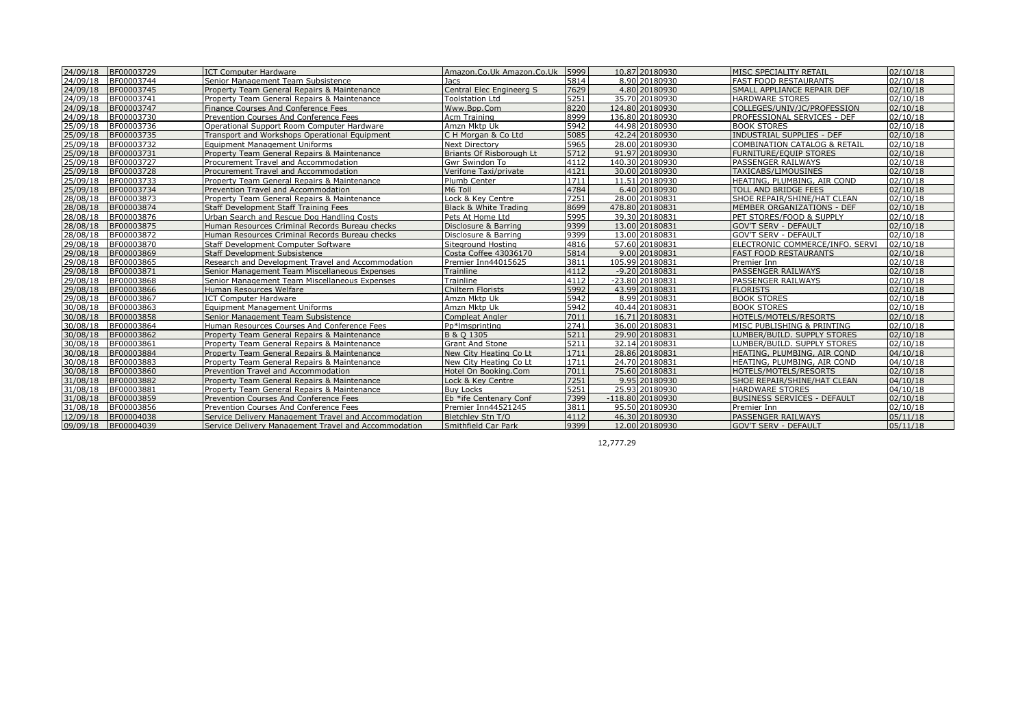| | | | | | | | | |
|---|---|---|---|---|---|---|---|---|
| 24/09/18 | BF00003729 | ICT Computer Hardware | Amazon.Co.Uk Amazon.Co.Uk | 5999 | 10.87 | 20180930 | MISC SPECIALITY RETAIL | 02/10/18 |
| 24/09/18 | BF00003744 | Senior Management Team Subsistence | Jacs | 5814 | 8.90 | 20180930 | FAST FOOD RESTAURANTS | 02/10/18 |
| 24/09/18 | BF00003745 | Property Team General Repairs & Maintenance | Central Elec Engineerg S | 7629 | 4.80 | 20180930 | SMALL APPLIANCE REPAIR DEF | 02/10/18 |
| 24/09/18 | BF00003741 | Property Team General Repairs & Maintenance | Toolstation Ltd | 5251 | 35.70 | 20180930 | HARDWARE STORES | 02/10/18 |
| 24/09/18 | BF00003747 | Finance Courses And Conference Fees | Www.Bpp.Com | 8220 | 124.80 | 20180930 | COLLEGES/UNIV/JC/PROFESSION | 02/10/18 |
| 24/09/18 | BF00003730 | Prevention Courses And Conference Fees | Acm Training | 8999 | 136.80 | 20180930 | PROFESSIONAL SERVICES - DEF | 02/10/18 |
| 25/09/18 | BF00003736 | Operational Support Room Computer Hardware | Amzn Mktp Uk | 5942 | 44.98 | 20180930 | BOOK STORES | 02/10/18 |
| 25/09/18 | BF00003735 | Transport and Workshops Operational Equipment | C H Morgan & Co Ltd | 5085 | 42.24 | 20180930 | INDUSTRIAL SUPPLIES - DEF | 02/10/18 |
| 25/09/18 | BF00003732 | Equipment Management Uniforms | Next Directory | 5965 | 28.00 | 20180930 | COMBINATION CATALOG & RETAIL | 02/10/18 |
| 25/09/18 | BF00003731 | Property Team General Repairs & Maintenance | Briants Of Risborough Lt | 5712 | 91.97 | 20180930 | FURNITURE/EQUIP STORES | 02/10/18 |
| 25/09/18 | BF00003727 | Procurement Travel and Accommodation | Gwr Swindon To | 4112 | 140.30 | 20180930 | PASSENGER RAILWAYS | 02/10/18 |
| 25/09/18 | BF00003728 | Procurement Travel and Accommodation | Verifone Taxi/private | 4121 | 30.00 | 20180930 | TAXICABS/LIMOUSINES | 02/10/18 |
| 25/09/18 | BF00003733 | Property Team General Repairs & Maintenance | Plumb Center | 1711 | 11.51 | 20180930 | HEATING, PLUMBING, AIR COND | 02/10/18 |
| 25/09/18 | BF00003734 | Prevention Travel and Accommodation | M6 Toll | 4784 | 6.40 | 20180930 | TOLL AND BRIDGE FEES | 02/10/18 |
| 28/08/18 | BF00003873 | Property Team General Repairs & Maintenance | Lock & Key Centre | 7251 | 28.00 | 20180831 | SHOE REPAIR/SHINE/HAT CLEAN | 02/10/18 |
| 28/08/18 | BF00003874 | Staff Development Staff Training Fees | Black & White Trading | 8699 | 478.80 | 20180831 | MEMBER ORGANIZATIONS - DEF | 02/10/18 |
| 28/08/18 | BF00003876 | Urban Search and Rescue Dog Handling Costs | Pets At Home Ltd | 5995 | 39.30 | 20180831 | PET STORES/FOOD & SUPPLY | 02/10/18 |
| 28/08/18 | BF00003875 | Human Resources Criminal Records Bureau checks | Disclosure & Barring | 9399 | 13.00 | 20180831 | GOV'T SERV - DEFAULT | 02/10/18 |
| 28/08/18 | BF00003872 | Human Resources Criminal Records Bureau checks | Disclosure & Barring | 9399 | 13.00 | 20180831 | GOV'T SERV - DEFAULT | 02/10/18 |
| 29/08/18 | BF00003870 | Staff Development Computer Software | Siteground Hosting | 4816 | 57.60 | 20180831 | ELECTRONIC COMMERCE/INFO. SERVI | 02/10/18 |
| 29/08/18 | BF00003869 | Staff Development Subsistence | Costa Coffee 43036170 | 5814 | 9.00 | 20180831 | FAST FOOD RESTAURANTS | 02/10/18 |
| 29/08/18 | BF00003865 | Research and Development Travel and Accommodation | Premier Inn44015625 | 3811 | 105.99 | 20180831 | Premier Inn | 02/10/18 |
| 29/08/18 | BF00003871 | Senior Management Team Miscellaneous Expenses | Trainline | 4112 | -9.20 | 20180831 | PASSENGER RAILWAYS | 02/10/18 |
| 29/08/18 | BF00003868 | Senior Management Team Miscellaneous Expenses | Trainline | 4112 | -23.80 | 20180831 | PASSENGER RAILWAYS | 02/10/18 |
| 29/08/18 | BF00003866 | Human Resources Welfare | Chiltern Florists | 5992 | 43.99 | 20180831 | FLORISTS | 02/10/18 |
| 29/08/18 | BF00003867 | ICT Computer Hardware | Amzn Mktp Uk | 5942 | 8.99 | 20180831 | BOOK STORES | 02/10/18 |
| 30/08/18 | BF00003863 | Equipment Management Uniforms | Amzn Mktp Uk | 5942 | 40.44 | 20180831 | BOOK STORES | 02/10/18 |
| 30/08/18 | BF00003858 | Senior Management Team Subsistence | Compleat Angler | 7011 | 16.71 | 20180831 | HOTELS/MOTELS/RESORTS | 02/10/18 |
| 30/08/18 | BF00003864 | Human Resources Courses And Conference Fees | Pp*Imsprinting | 2741 | 36.00 | 20180831 | MISC PUBLISHING & PRINTING | 02/10/18 |
| 30/08/18 | BF00003862 | Property Team General Repairs & Maintenance | B & Q 1305 | 5211 | 29.90 | 20180831 | LUMBER/BUILD. SUPPLY STORES | 02/10/18 |
| 30/08/18 | BF00003861 | Property Team General Repairs & Maintenance | Grant And Stone | 5211 | 32.14 | 20180831 | LUMBER/BUILD. SUPPLY STORES | 02/10/18 |
| 30/08/18 | BF00003884 | Property Team General Repairs & Maintenance | New City Heating Co Lt | 1711 | 28.86 | 20180831 | HEATING, PLUMBING, AIR COND | 04/10/18 |
| 30/08/18 | BF00003883 | Property Team General Repairs & Maintenance | New City Heating Co Lt | 1711 | 24.70 | 20180831 | HEATING, PLUMBING, AIR COND | 04/10/18 |
| 30/08/18 | BF00003860 | Prevention Travel and Accommodation | Hotel On Booking.Com | 7011 | 75.60 | 20180831 | HOTELS/MOTELS/RESORTS | 02/10/18 |
| 31/08/18 | BF00003882 | Property Team General Repairs & Maintenance | Lock & Key Centre | 7251 | 9.95 | 20180930 | SHOE REPAIR/SHINE/HAT CLEAN | 04/10/18 |
| 31/08/18 | BF00003881 | Property Team General Repairs & Maintenance | Buy Locks | 5251 | 25.93 | 20180930 | HARDWARE STORES | 04/10/18 |
| 31/08/18 | BF00003859 | Prevention Courses And Conference Fees | Eb *ife Centenary Conf | 7399 | -118.80 | 20180930 | BUSINESS SERVICES - DEFAULT | 02/10/18 |
| 31/08/18 | BF00003856 | Prevention Courses And Conference Fees | Premier Inn44521245 | 3811 | 95.50 | 20180930 | Premier Inn | 02/10/18 |
| 12/09/18 | BF00004038 | Service Delivery Management Travel and Accommodation | Bletchley Stn T/O | 4112 | 46.30 | 20180930 | PASSENGER RAILWAYS | 05/11/18 |
| 09/09/18 | BF00004039 | Service Delivery Management Travel and Accommodation | Smithfield Car Park | 9399 | 12.00 | 20180930 | GOV'T SERV - DEFAULT | 05/11/18 |

12,777.29